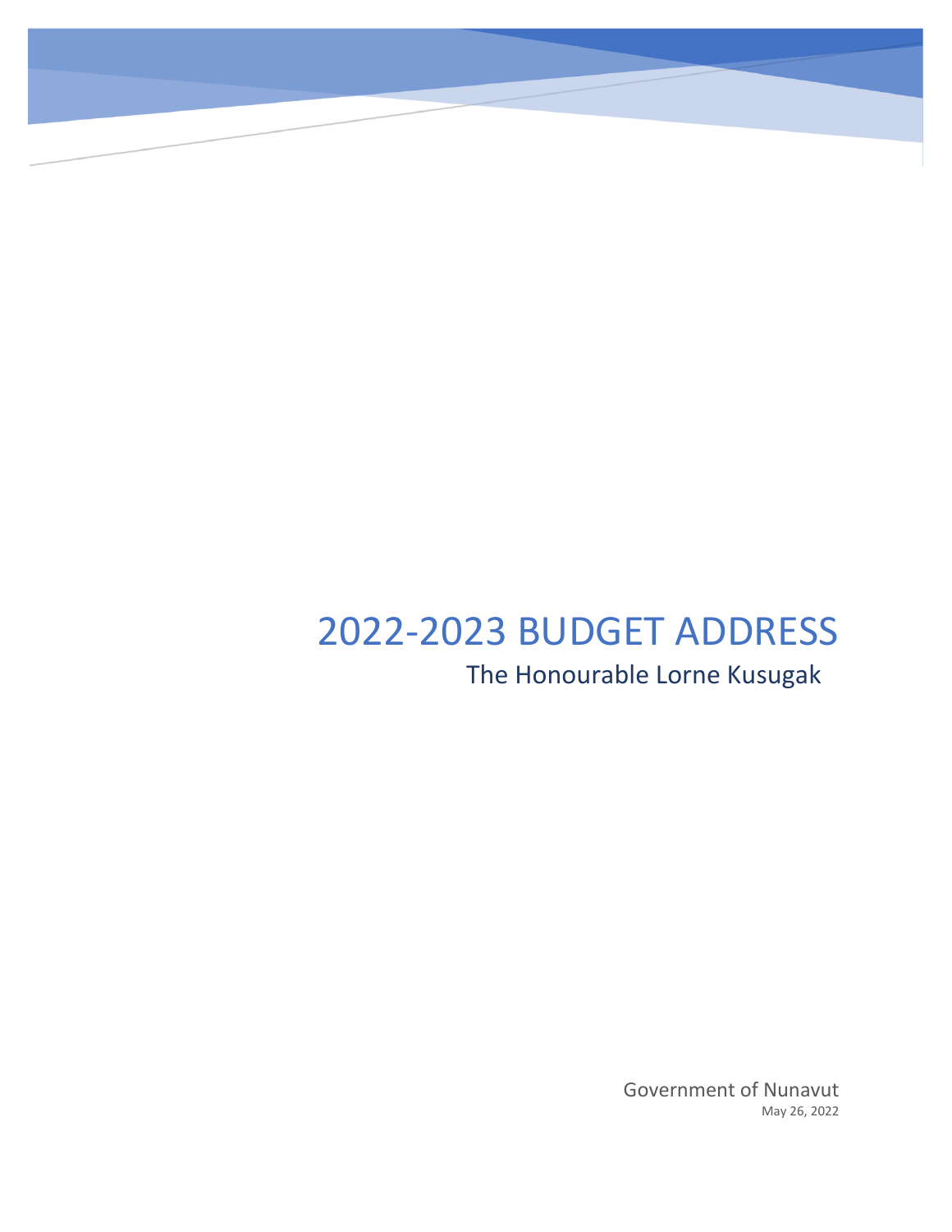# 2022-2023 BUDGET ADDRESS

## The Honourable Lorne Kusugak

Government of Nunavut

May 26, 2022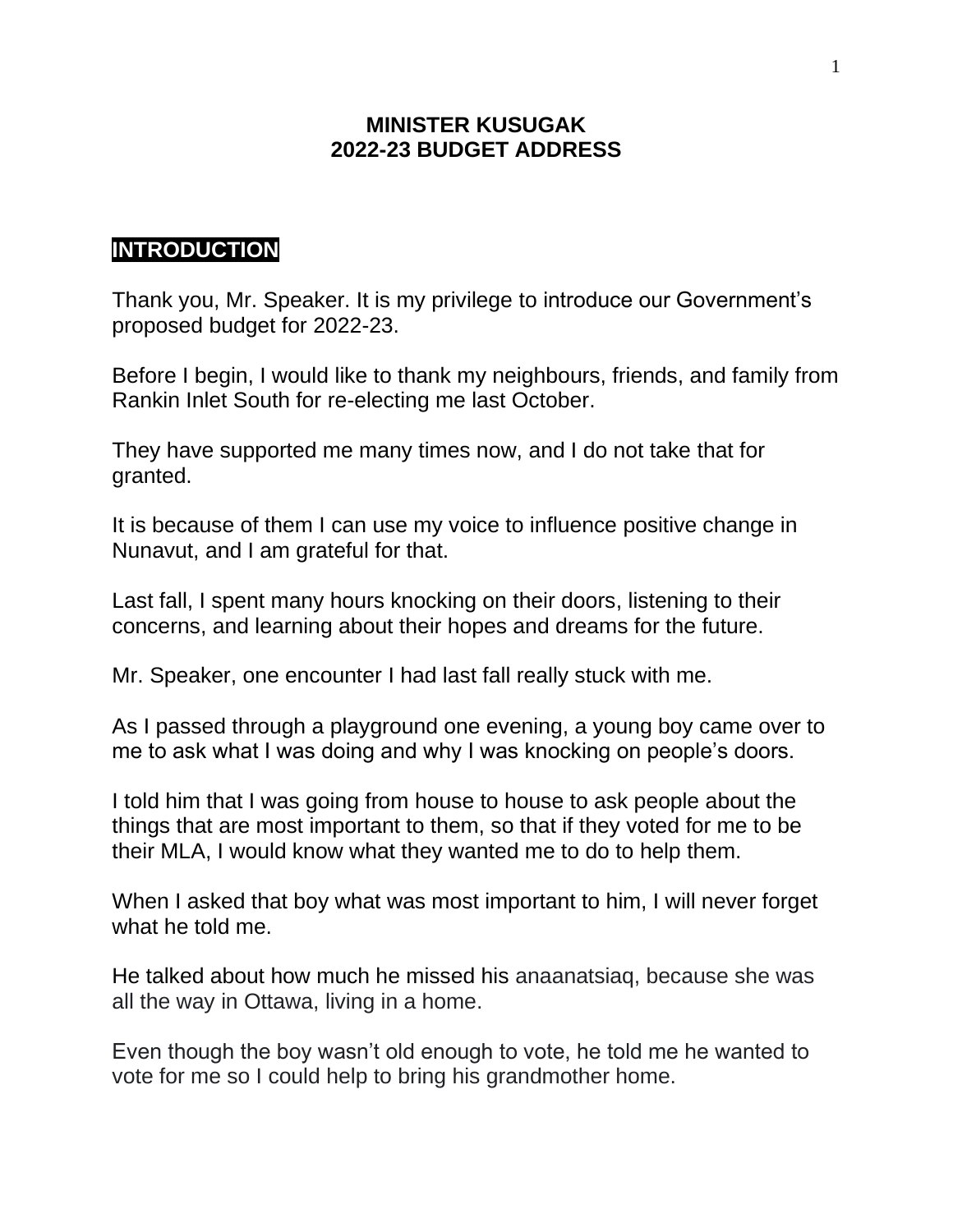# MINISTER KUSUGAK
# 2022-23 BUDGET ADDRESS

## INTRODUCTION

Thank you, Mr. Speaker. It is my privilege to introduce our Government's proposed budget for 2022-23.

Before I begin, I would like to thank my neighbours, friends, and family from Rankin Inlet South for re-electing me last October.

They have supported me many times now, and I do not take that for granted.

It is because of them I can use my voice to influence positive change in Nunavut, and I am grateful for that.

Last fall, I spent many hours knocking on their doors, listening to their concerns, and learning about their hopes and dreams for the future.

Mr. Speaker, one encounter I had last fall really stuck with me.

As I passed through a playground one evening, a young boy came over to me to ask what I was doing and why I was knocking on people's doors.

I told him that I was going from house to house to ask people about the things that are most important to them, so that if they voted for me to be their MLA, I would know what they wanted me to do to help them.

When I asked that boy what was most important to him, I will never forget what he told me.

He talked about how much he missed his anaanatsiaq, because she was all the way in Ottawa, living in a home.

Even though the boy wasn't old enough to vote, he told me he wanted to vote for me so I could help to bring his grandmother home.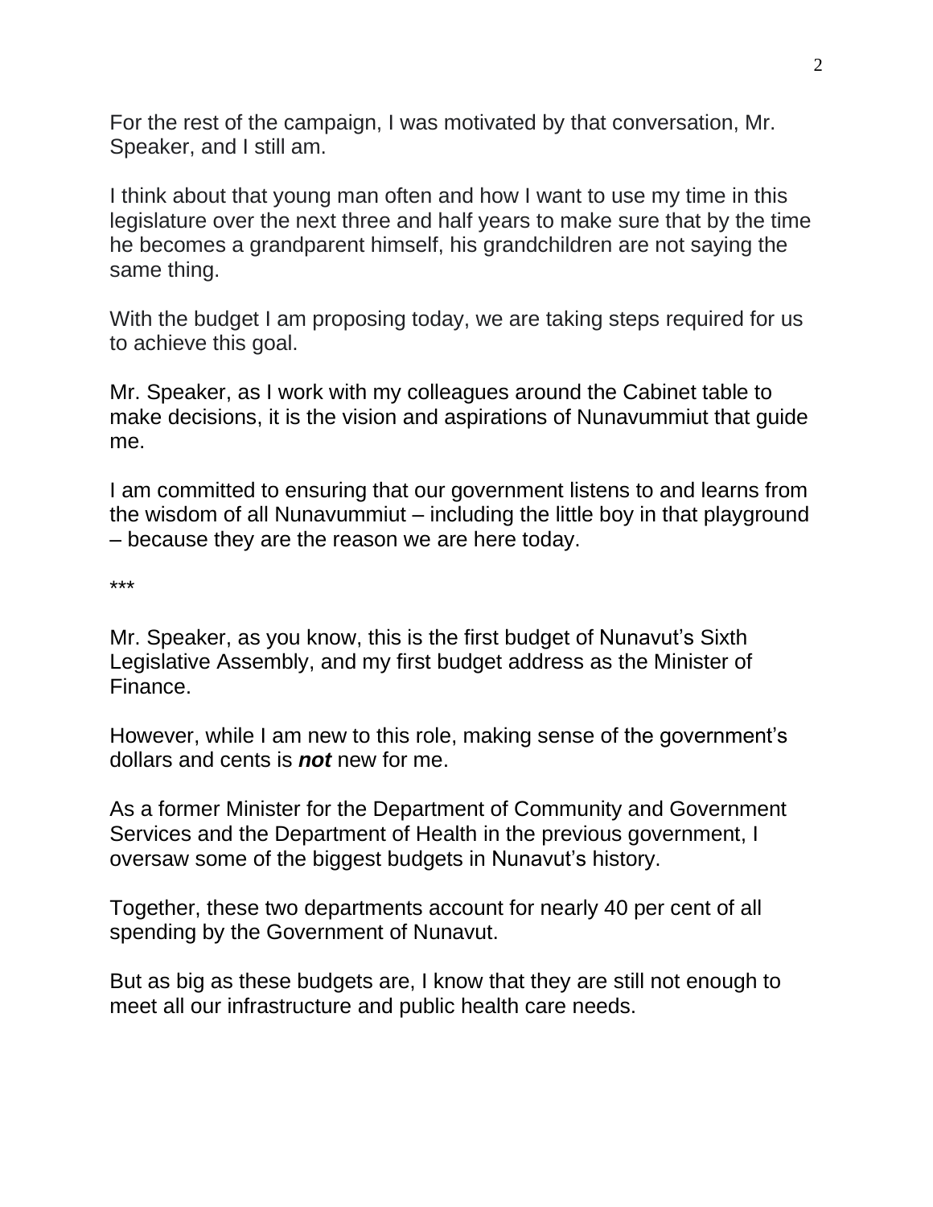For the rest of the campaign, I was motivated by that conversation, Mr. Speaker, and I still am.

I think about that young man often and how I want to use my time in this legislature over the next three and half years to make sure that by the time he becomes a grandparent himself, his grandchildren are not saying the same thing.

With the budget I am proposing today, we are taking steps required for us to achieve this goal.

Mr. Speaker, as I work with my colleagues around the Cabinet table to make decisions, it is the vision and aspirations of Nunavummiut that guide me.

I am committed to ensuring that our government listens to and learns from the wisdom of all Nunavummiut – including the little boy in that playground – because they are the reason we are here today.

***

Mr. Speaker, as you know, this is the first budget of Nunavut's Sixth Legislative Assembly, and my first budget address as the Minister of Finance.

However, while I am new to this role, making sense of the government's dollars and cents is ***not*** new for me.

As a former Minister for the Department of Community and Government Services and the Department of Health in the previous government, I oversaw some of the biggest budgets in Nunavut's history.

Together, these two departments account for nearly 40 per cent of all spending by the Government of Nunavut.

But as big as these budgets are, I know that they are still not enough to meet all our infrastructure and public health care needs.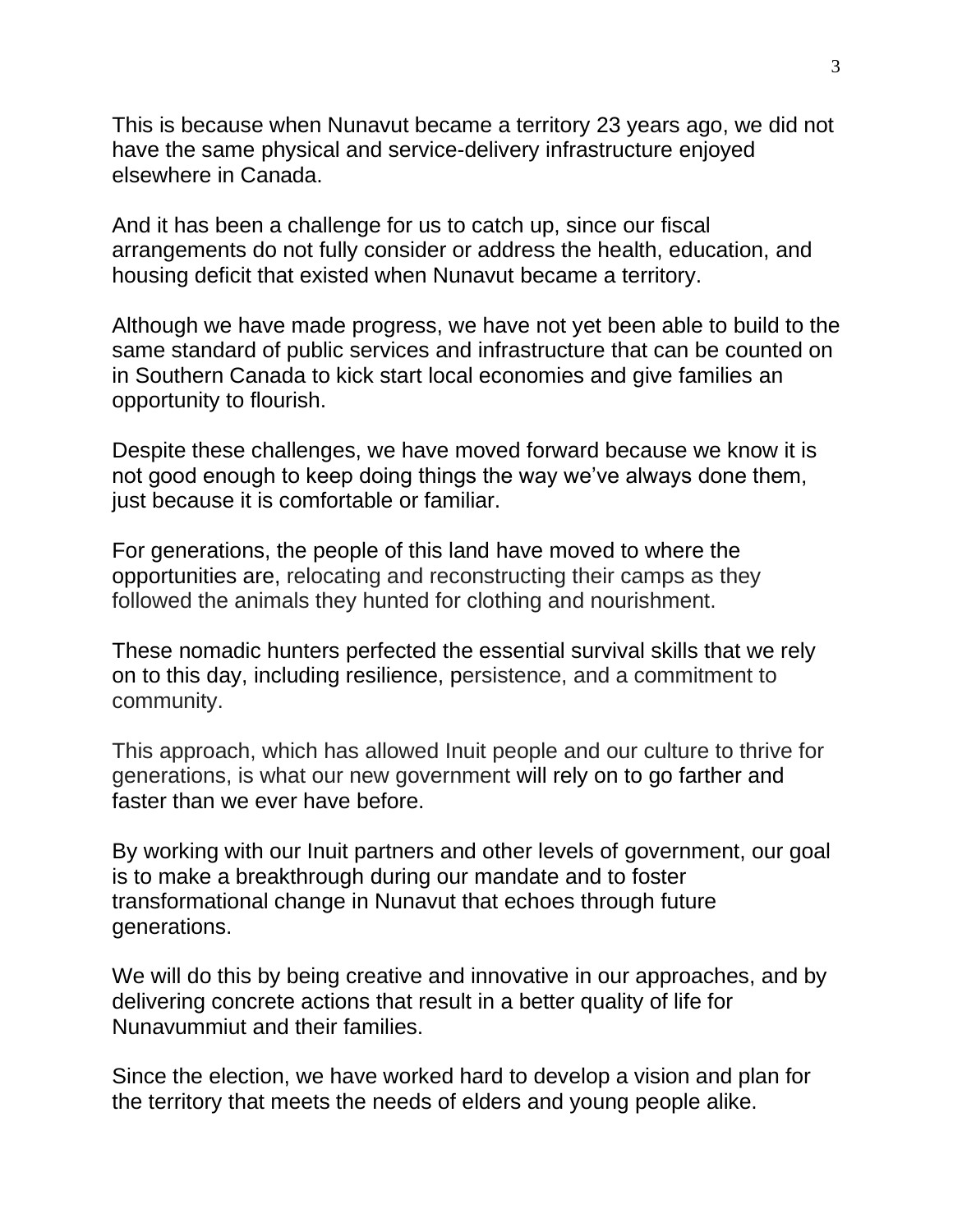This is because when Nunavut became a territory 23 years ago, we did not have the same physical and service-delivery infrastructure enjoyed elsewhere in Canada.

And it has been a challenge for us to catch up, since our fiscal arrangements do not fully consider or address the health, education, and housing deficit that existed when Nunavut became a territory.

Although we have made progress, we have not yet been able to build to the same standard of public services and infrastructure that can be counted on in Southern Canada to kick start local economies and give families an opportunity to flourish.

Despite these challenges, we have moved forward because we know it is not good enough to keep doing things the way we've always done them, just because it is comfortable or familiar.

For generations, the people of this land have moved to where the opportunities are, relocating and reconstructing their camps as they followed the animals they hunted for clothing and nourishment.

These nomadic hunters perfected the essential survival skills that we rely on to this day, including resilience, persistence, and a commitment to community.

This approach, which has allowed Inuit people and our culture to thrive for generations, is what our new government will rely on to go farther and faster than we ever have before.

By working with our Inuit partners and other levels of government, our goal is to make a breakthrough during our mandate and to foster transformational change in Nunavut that echoes through future generations.

We will do this by being creative and innovative in our approaches, and by delivering concrete actions that result in a better quality of life for Nunavummiut and their families.

Since the election, we have worked hard to develop a vision and plan for the territory that meets the needs of elders and young people alike.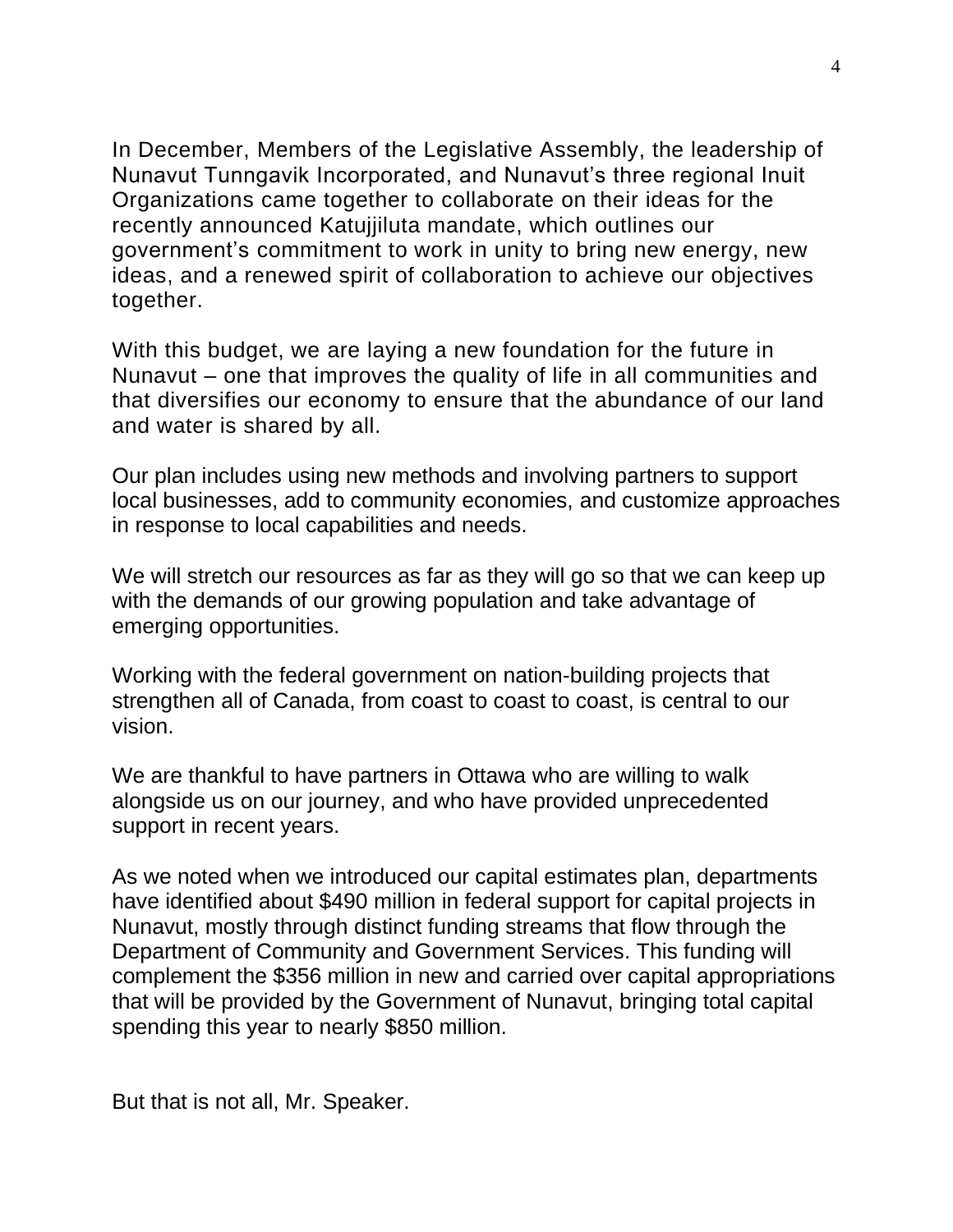In December, Members of the Legislative Assembly, the leadership of Nunavut Tunngavik Incorporated, and Nunavut's three regional Inuit Organizations came together to collaborate on their ideas for the recently announced Katujjiluta mandate, which outlines our government's commitment to work in unity to bring new energy, new ideas, and a renewed spirit of collaboration to achieve our objectives together.

With this budget, we are laying a new foundation for the future in Nunavut – one that improves the quality of life in all communities and that diversifies our economy to ensure that the abundance of our land and water is shared by all.

Our plan includes using new methods and involving partners to support local businesses, add to community economies, and customize approaches in response to local capabilities and needs.

We will stretch our resources as far as they will go so that we can keep up with the demands of our growing population and take advantage of emerging opportunities.

Working with the federal government on nation-building projects that strengthen all of Canada, from coast to coast to coast, is central to our vision.

We are thankful to have partners in Ottawa who are willing to walk alongside us on our journey, and who have provided unprecedented support in recent years.

As we noted when we introduced our capital estimates plan, departments have identified about $490 million in federal support for capital projects in Nunavut, mostly through distinct funding streams that flow through the Department of Community and Government Services. This funding will complement the $356 million in new and carried over capital appropriations that will be provided by the Government of Nunavut, bringing total capital spending this year to nearly $850 million.

But that is not all, Mr. Speaker.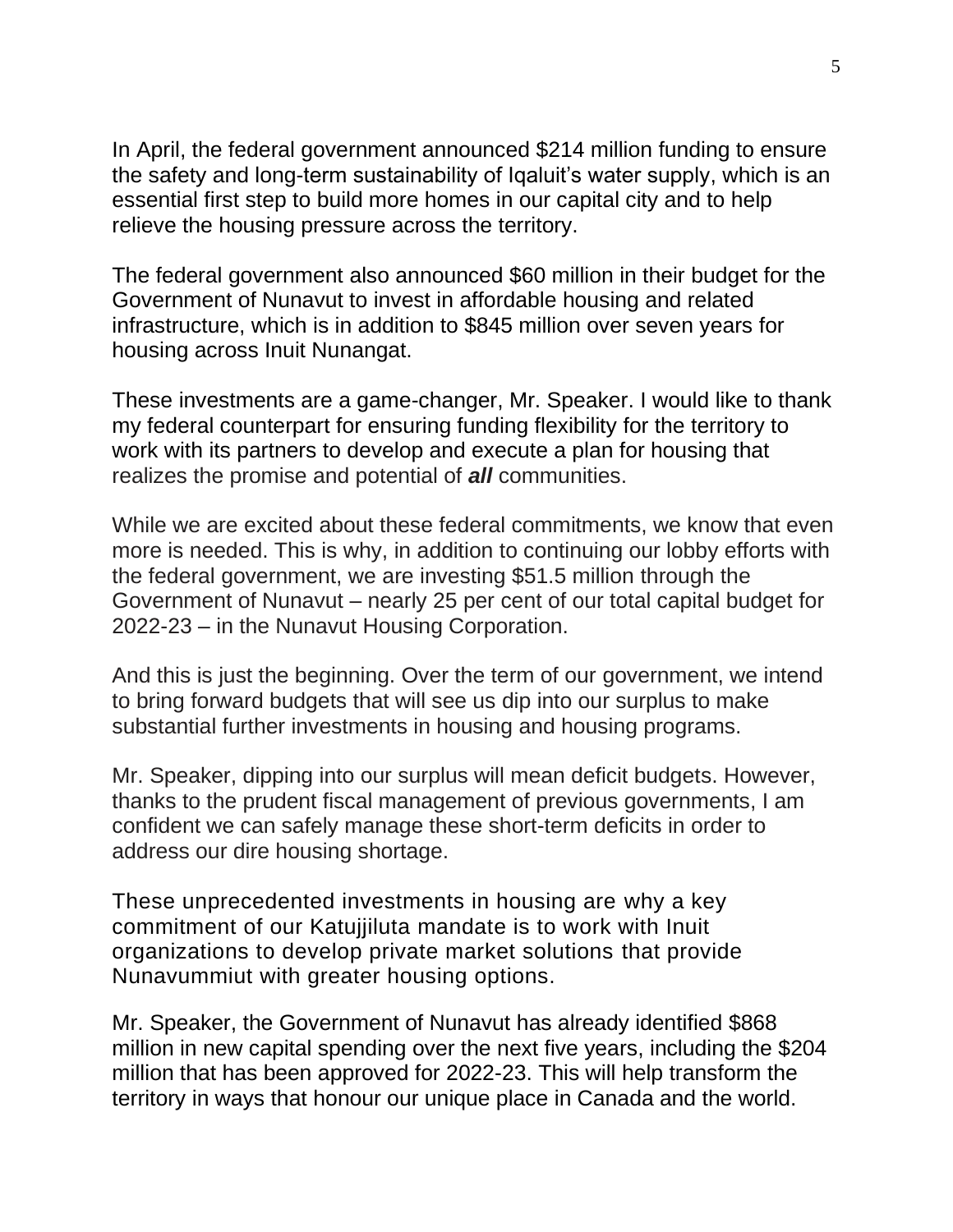In April, the federal government announced $214 million funding to ensure the safety and long-term sustainability of Iqaluit's water supply, which is an essential first step to build more homes in our capital city and to help relieve the housing pressure across the territory.

The federal government also announced $60 million in their budget for the Government of Nunavut to invest in affordable housing and related infrastructure, which is in addition to $845 million over seven years for housing across Inuit Nunangat.

These investments are a game-changer, Mr. Speaker. I would like to thank my federal counterpart for ensuring funding flexibility for the territory to work with its partners to develop and execute a plan for housing that realizes the promise and potential of ***all*** communities.

While we are excited about these federal commitments, we know that even more is needed. This is why, in addition to continuing our lobby efforts with the federal government, we are investing $51.5 million through the Government of Nunavut – nearly 25 per cent of our total capital budget for 2022-23 – in the Nunavut Housing Corporation.

And this is just the beginning. Over the term of our government, we intend to bring forward budgets that will see us dip into our surplus to make substantial further investments in housing and housing programs.

Mr. Speaker, dipping into our surplus will mean deficit budgets. However, thanks to the prudent fiscal management of previous governments, I am confident we can safely manage these short-term deficits in order to address our dire housing shortage.

These unprecedented investments in housing are why a key commitment of our Katujjiluta mandate is to work with Inuit organizations to develop private market solutions that provide Nunavummiut with greater housing options.

Mr. Speaker, the Government of Nunavut has already identified $868 million in new capital spending over the next five years, including the $204 million that has been approved for 2022-23. This will help transform the territory in ways that honour our unique place in Canada and the world.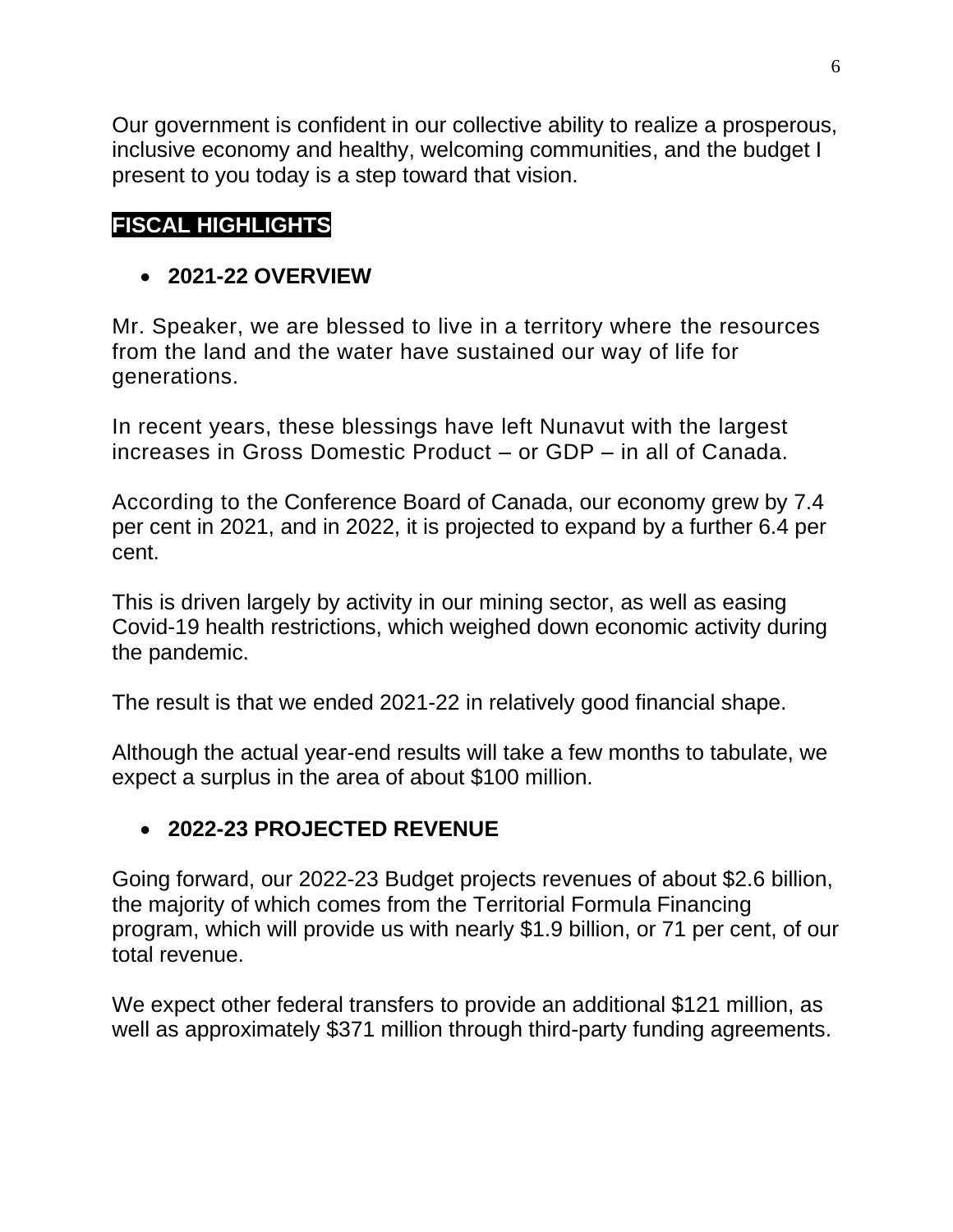Our government is confident in our collective ability to realize a prosperous, inclusive economy and healthy, welcoming communities, and the budget I present to you today is a step toward that vision.

## FISCAL HIGHLIGHTS

- **2021-22 OVERVIEW**

Mr. Speaker, we are blessed to live in a territory where the resources from the land and the water have sustained our way of life for generations.

In recent years, these blessings have left Nunavut with the largest increases in Gross Domestic Product – or GDP – in all of Canada.

According to the Conference Board of Canada, our economy grew by 7.4 per cent in 2021, and in 2022, it is projected to expand by a further 6.4 per cent.

This is driven largely by activity in our mining sector, as well as easing Covid-19 health restrictions, which weighed down economic activity during the pandemic.

The result is that we ended 2021-22 in relatively good financial shape.

Although the actual year-end results will take a few months to tabulate, we expect a surplus in the area of about $100 million.

- **2022-23 PROJECTED REVENUE**

Going forward, our 2022-23 Budget projects revenues of about $2.6 billion, the majority of which comes from the Territorial Formula Financing program, which will provide us with nearly $1.9 billion, or 71 per cent, of our total revenue.

We expect other federal transfers to provide an additional $121 million, as well as approximately $371 million through third-party funding agreements.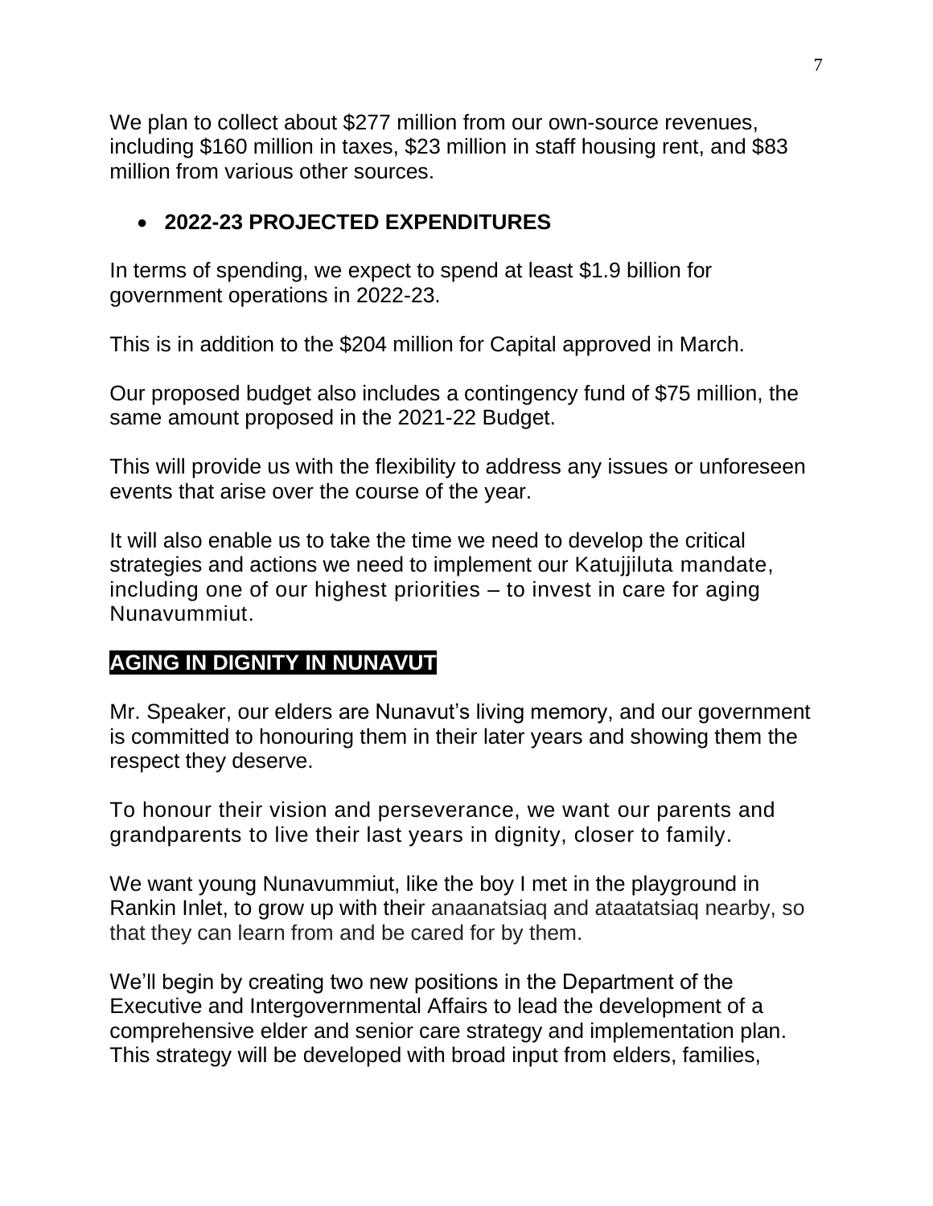We plan to collect about $277 million from our own-source revenues, including $160 million in taxes, $23 million in staff housing rent, and $83 million from various other sources.

- **2022-23 PROJECTED EXPENDITURES**

In terms of spending, we expect to spend at least $1.9 billion for government operations in 2022-23.

This is in addition to the $204 million for Capital approved in March.

Our proposed budget also includes a contingency fund of $75 million, the same amount proposed in the 2021-22 Budget.

This will provide us with the flexibility to address any issues or unforeseen events that arise over the course of the year.

It will also enable us to take the time we need to develop the critical strategies and actions we need to implement our Katujjiluta mandate, including one of our highest priorities – to invest in care for aging Nunavummiut.

## AGING IN DIGNITY IN NUNAVUT

Mr. Speaker, our elders are Nunavut's living memory, and our government is committed to honouring them in their later years and showing them the respect they deserve.

To honour their vision and perseverance, we want our parents and grandparents to live their last years in dignity, closer to family.

We want young Nunavummiut, like the boy I met in the playground in Rankin Inlet, to grow up with their anaanatsiaq and ataatatsiaq nearby, so that they can learn from and be cared for by them.

We'll begin by creating two new positions in the Department of the Executive and Intergovernmental Affairs to lead the development of a comprehensive elder and senior care strategy and implementation plan. This strategy will be developed with broad input from elders, families,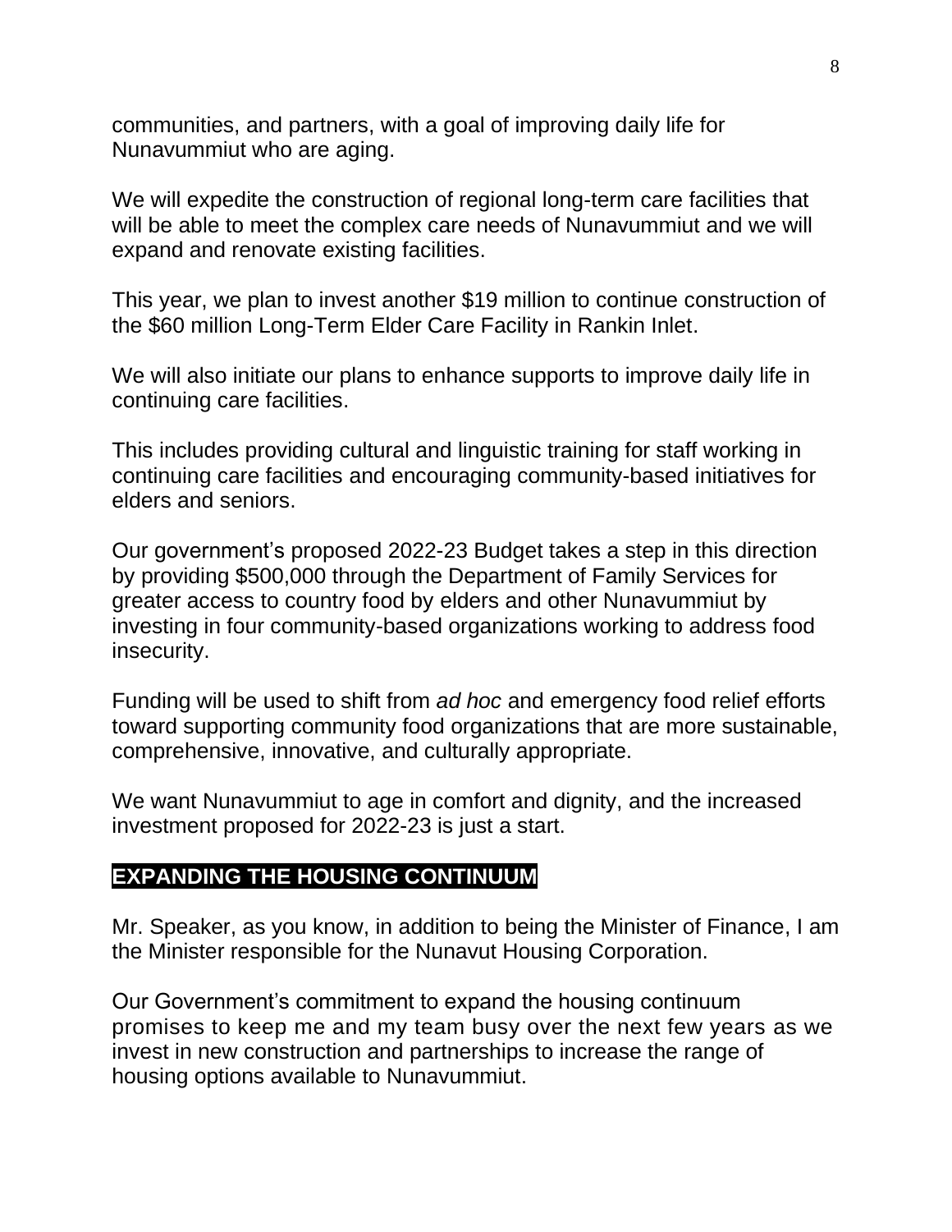communities, and partners, with a goal of improving daily life for Nunavummiut who are aging.

We will expedite the construction of regional long-term care facilities that will be able to meet the complex care needs of Nunavummiut and we will expand and renovate existing facilities.

This year, we plan to invest another $19 million to continue construction of the $60 million Long-Term Elder Care Facility in Rankin Inlet.

We will also initiate our plans to enhance supports to improve daily life in continuing care facilities.

This includes providing cultural and linguistic training for staff working in continuing care facilities and encouraging community-based initiatives for elders and seniors.

Our government's proposed 2022-23 Budget takes a step in this direction by providing $500,000 through the Department of Family Services for greater access to country food by elders and other Nunavummiut by investing in four community-based organizations working to address food insecurity.

Funding will be used to shift from *ad hoc* and emergency food relief efforts toward supporting community food organizations that are more sustainable, comprehensive, innovative, and culturally appropriate.

We want Nunavummiut to age in comfort and dignity, and the increased investment proposed for 2022-23 is just a start.

## EXPANDING THE HOUSING CONTINUUM

Mr. Speaker, as you know, in addition to being the Minister of Finance, I am the Minister responsible for the Nunavut Housing Corporation.

Our Government's commitment to expand the housing continuum promises to keep me and my team busy over the next few years as we invest in new construction and partnerships to increase the range of housing options available to Nunavummiut.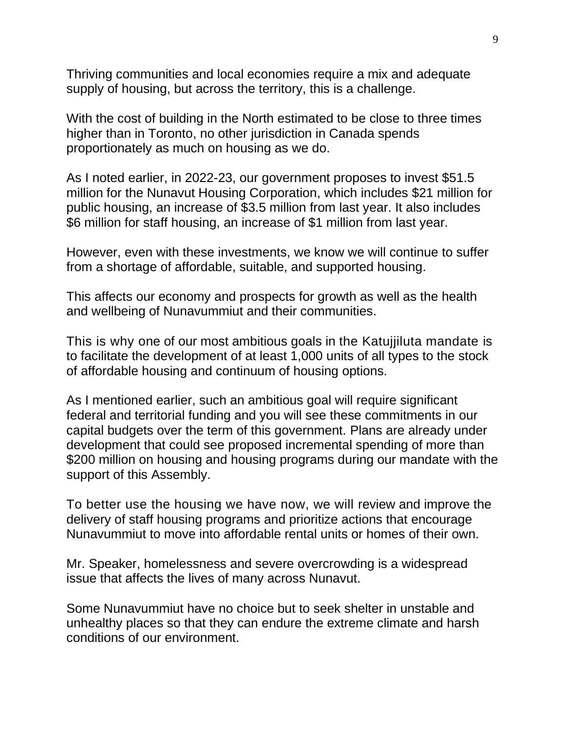Thriving communities and local economies require a mix and adequate supply of housing, but across the territory, this is a challenge.

With the cost of building in the North estimated to be close to three times higher than in Toronto, no other jurisdiction in Canada spends proportionately as much on housing as we do.

As I noted earlier, in 2022-23, our government proposes to invest $51.5 million for the Nunavut Housing Corporation, which includes $21 million for public housing, an increase of $3.5 million from last year. It also includes $6 million for staff housing, an increase of $1 million from last year.

However, even with these investments, we know we will continue to suffer from a shortage of affordable, suitable, and supported housing.

This affects our economy and prospects for growth as well as the health and wellbeing of Nunavummiut and their communities.

This is why one of our most ambitious goals in the Katujjiluta mandate is to facilitate the development of at least 1,000 units of all types to the stock of affordable housing and continuum of housing options.

As I mentioned earlier, such an ambitious goal will require significant federal and territorial funding and you will see these commitments in our capital budgets over the term of this government. Plans are already under development that could see proposed incremental spending of more than $200 million on housing and housing programs during our mandate with the support of this Assembly.

To better use the housing we have now, we will review and improve the delivery of staff housing programs and prioritize actions that encourage Nunavummiut to move into affordable rental units or homes of their own.

Mr. Speaker, homelessness and severe overcrowding is a widespread issue that affects the lives of many across Nunavut.

Some Nunavummiut have no choice but to seek shelter in unstable and unhealthy places so that they can endure the extreme climate and harsh conditions of our environment.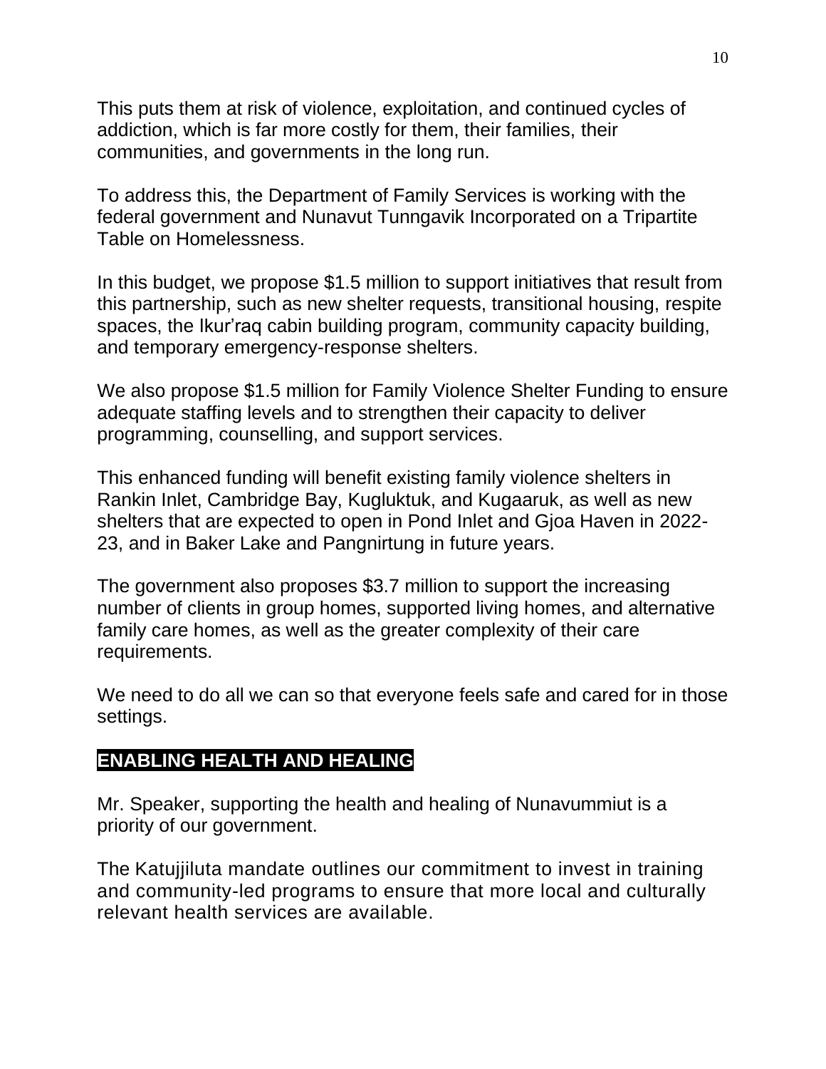This puts them at risk of violence, exploitation, and continued cycles of addiction, which is far more costly for them, their families, their communities, and governments in the long run.

To address this, the Department of Family Services is working with the federal government and Nunavut Tunngavik Incorporated on a Tripartite Table on Homelessness.

In this budget, we propose $1.5 million to support initiatives that result from this partnership, such as new shelter requests, transitional housing, respite spaces, the Ikur'raq cabin building program, community capacity building, and temporary emergency-response shelters.

We also propose $1.5 million for Family Violence Shelter Funding to ensure adequate staffing levels and to strengthen their capacity to deliver programming, counselling, and support services.

This enhanced funding will benefit existing family violence shelters in Rankin Inlet, Cambridge Bay, Kugluktuk, and Kugaaruk, as well as new shelters that are expected to open in Pond Inlet and Gjoa Haven in 2022-23, and in Baker Lake and Pangnirtung in future years.

The government also proposes $3.7 million to support the increasing number of clients in group homes, supported living homes, and alternative family care homes, as well as the greater complexity of their care requirements.

We need to do all we can so that everyone feels safe and cared for in those settings.

## ENABLING HEALTH AND HEALING

Mr. Speaker, supporting the health and healing of Nunavummiut is a priority of our government.

The Katujjiluta mandate outlines our commitment to invest in training and community-led programs to ensure that more local and culturally relevant health services are available.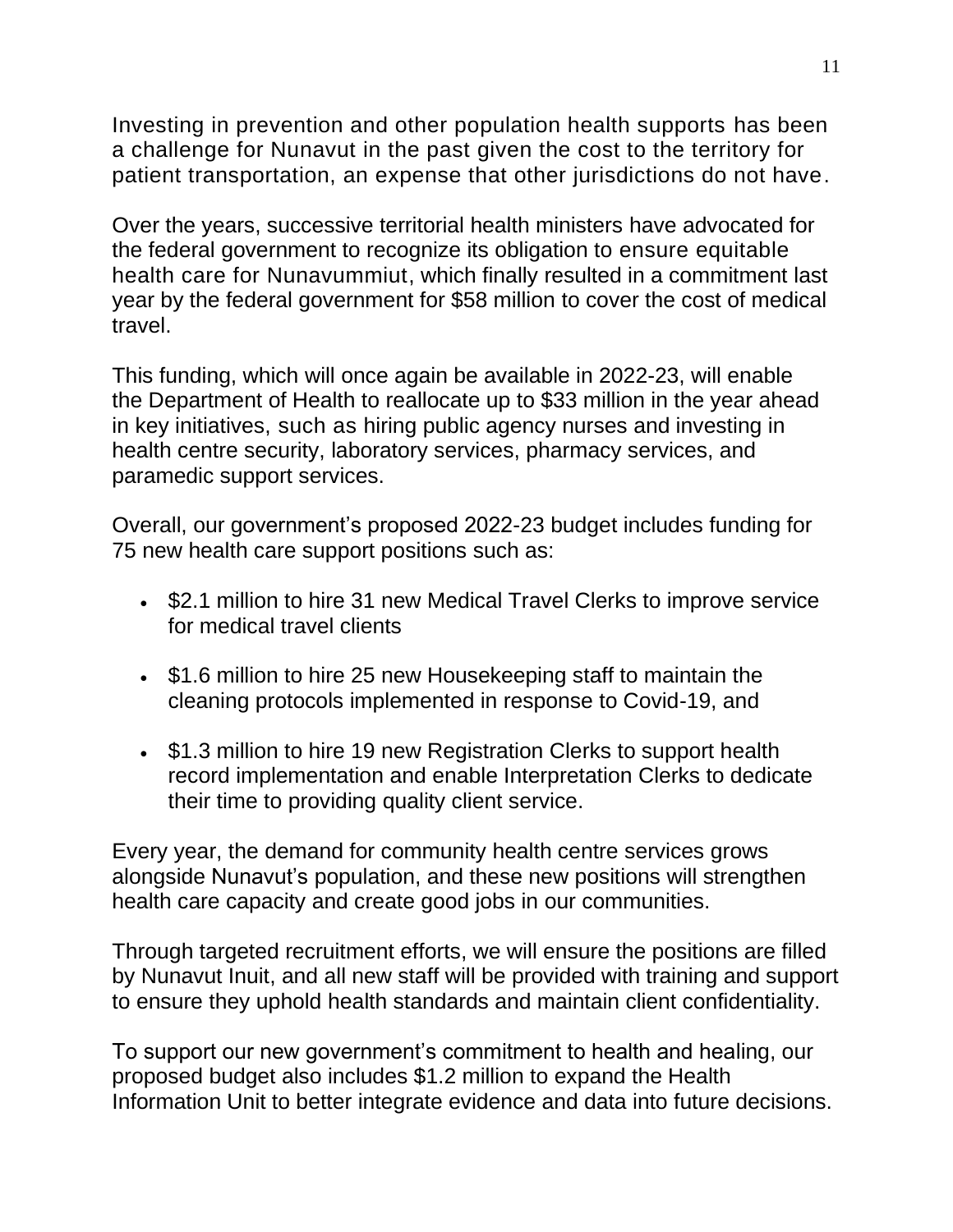Investing in prevention and other population health supports has been a challenge for Nunavut in the past given the cost to the territory for patient transportation, an expense that other jurisdictions do not have.

Over the years, successive territorial health ministers have advocated for the federal government to recognize its obligation to ensure equitable health care for Nunavummiut, which finally resulted in a commitment last year by the federal government for $58 million to cover the cost of medical travel.

This funding, which will once again be available in 2022-23, will enable the Department of Health to reallocate up to $33 million in the year ahead in key initiatives, such as hiring public agency nurses and investing in health centre security, laboratory services, pharmacy services, and paramedic support services.

Overall, our government's proposed 2022-23 budget includes funding for 75 new health care support positions such as:

- $2.1 million to hire 31 new Medical Travel Clerks to improve service for medical travel clients
- $1.6 million to hire 25 new Housekeeping staff to maintain the cleaning protocols implemented in response to Covid-19, and
- $1.3 million to hire 19 new Registration Clerks to support health record implementation and enable Interpretation Clerks to dedicate their time to providing quality client service.

Every year, the demand for community health centre services grows alongside Nunavut's population, and these new positions will strengthen health care capacity and create good jobs in our communities.

Through targeted recruitment efforts, we will ensure the positions are filled by Nunavut Inuit, and all new staff will be provided with training and support to ensure they uphold health standards and maintain client confidentiality.

To support our new government's commitment to health and healing, our proposed budget also includes $1.2 million to expand the Health Information Unit to better integrate evidence and data into future decisions.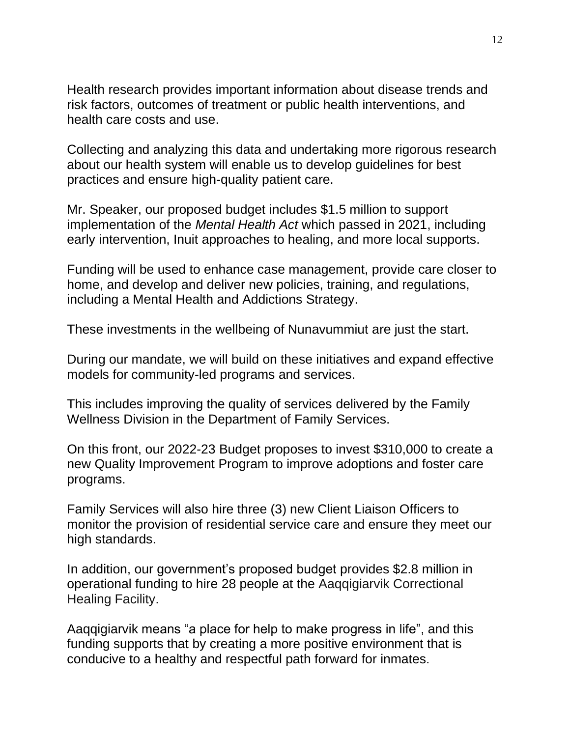Health research provides important information about disease trends and risk factors, outcomes of treatment or public health interventions, and health care costs and use.

Collecting and analyzing this data and undertaking more rigorous research about our health system will enable us to develop guidelines for best practices and ensure high-quality patient care.

Mr. Speaker, our proposed budget includes $1.5 million to support implementation of the *Mental Health Act* which passed in 2021, including early intervention, Inuit approaches to healing, and more local supports.

Funding will be used to enhance case management, provide care closer to home, and develop and deliver new policies, training, and regulations, including a Mental Health and Addictions Strategy.

These investments in the wellbeing of Nunavummiut are just the start.

During our mandate, we will build on these initiatives and expand effective models for community-led programs and services.

This includes improving the quality of services delivered by the Family Wellness Division in the Department of Family Services.

On this front, our 2022-23 Budget proposes to invest $310,000 to create a new Quality Improvement Program to improve adoptions and foster care programs.

Family Services will also hire three (3) new Client Liaison Officers to monitor the provision of residential service care and ensure they meet our high standards.

In addition, our government's proposed budget provides $2.8 million in operational funding to hire 28 people at the Aaqqigiarvik Correctional Healing Facility.

Aaqqigiarvik means "a place for help to make progress in life", and this funding supports that by creating a more positive environment that is conducive to a healthy and respectful path forward for inmates.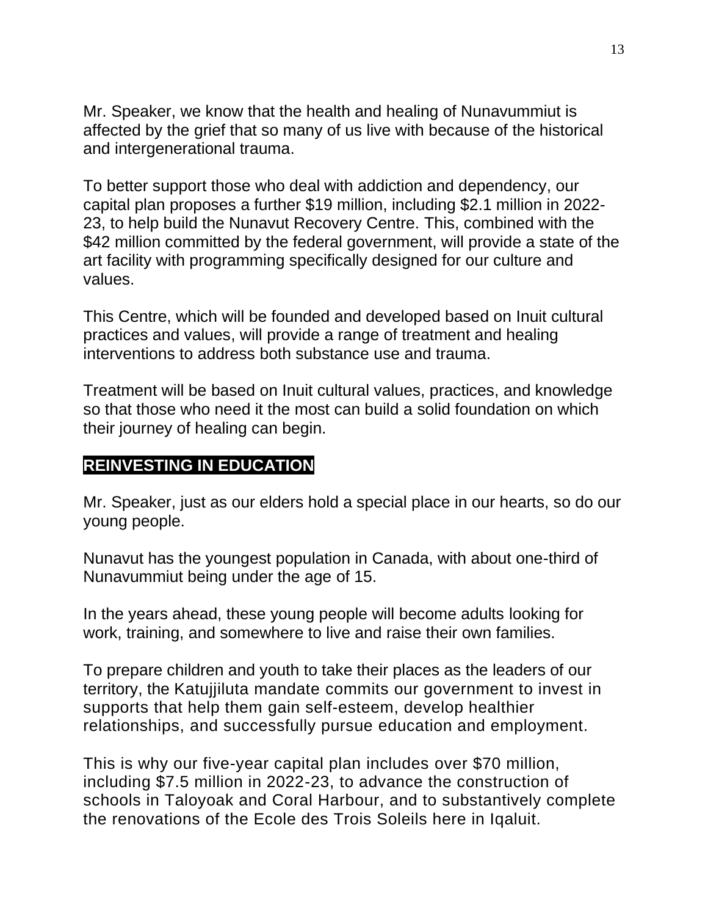Mr. Speaker, we know that the health and healing of Nunavummiut is affected by the grief that so many of us live with because of the historical and intergenerational trauma.

To better support those who deal with addiction and dependency, our capital plan proposes a further $19 million, including $2.1 million in 2022-23, to help build the Nunavut Recovery Centre. This, combined with the $42 million committed by the federal government, will provide a state of the art facility with programming specifically designed for our culture and values.

This Centre, which will be founded and developed based on Inuit cultural practices and values, will provide a range of treatment and healing interventions to address both substance use and trauma.

Treatment will be based on Inuit cultural values, practices, and knowledge so that those who need it the most can build a solid foundation on which their journey of healing can begin.

## REINVESTING IN EDUCATION

Mr. Speaker, just as our elders hold a special place in our hearts, so do our young people.

Nunavut has the youngest population in Canada, with about one-third of Nunavummiut being under the age of 15.

In the years ahead, these young people will become adults looking for work, training, and somewhere to live and raise their own families.

To prepare children and youth to take their places as the leaders of our territory, the Katujjiluta mandate commits our government to invest in supports that help them gain self-esteem, develop healthier relationships, and successfully pursue education and employment.

This is why our five-year capital plan includes over $70 million, including $7.5 million in 2022-23, to advance the construction of schools in Taloyoak and Coral Harbour, and to substantively complete the renovations of the Ecole des Trois Soleils here in Iqaluit.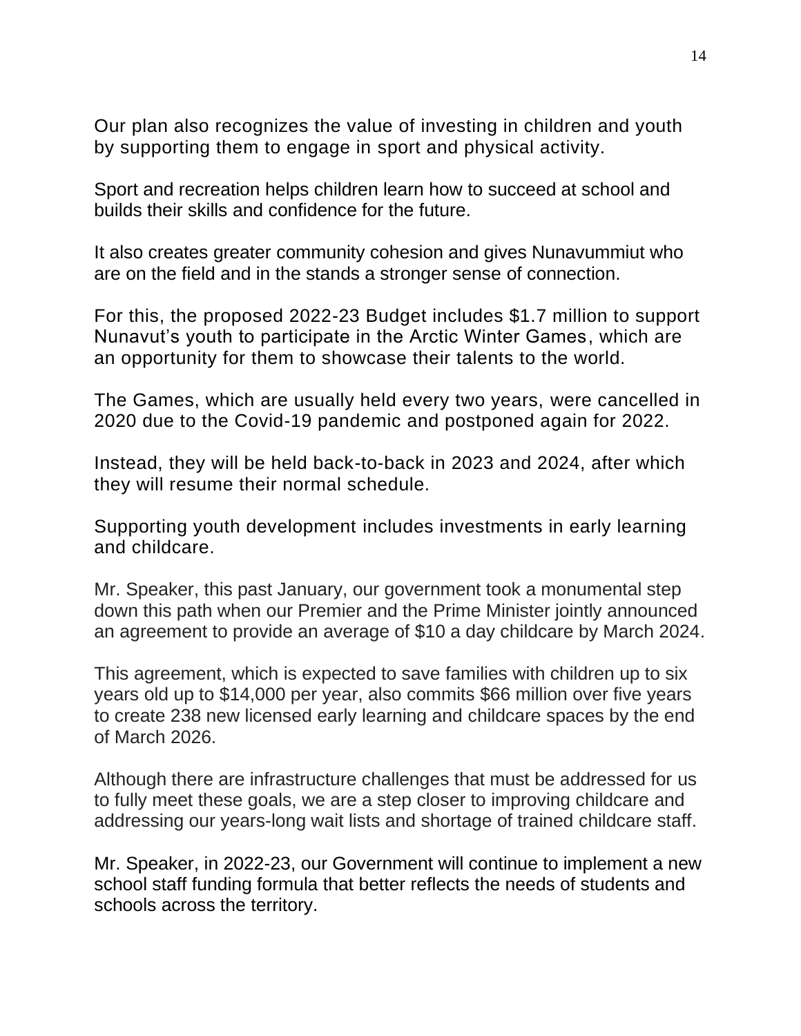Our plan also recognizes the value of investing in children and youth by supporting them to engage in sport and physical activity.

Sport and recreation helps children learn how to succeed at school and builds their skills and confidence for the future.

It also creates greater community cohesion and gives Nunavummiut who are on the field and in the stands a stronger sense of connection.

For this, the proposed 2022-23 Budget includes $1.7 million to support Nunavut's youth to participate in the Arctic Winter Games, which are an opportunity for them to showcase their talents to the world.

The Games, which are usually held every two years, were cancelled in 2020 due to the Covid-19 pandemic and postponed again for 2022.

Instead, they will be held back-to-back in 2023 and 2024, after which they will resume their normal schedule.

Supporting youth development includes investments in early learning and childcare.

Mr. Speaker, this past January, our government took a monumental step down this path when our Premier and the Prime Minister jointly announced an agreement to provide an average of $10 a day childcare by March 2024.

This agreement, which is expected to save families with children up to six years old up to $14,000 per year, also commits $66 million over five years to create 238 new licensed early learning and childcare spaces by the end of March 2026.

Although there are infrastructure challenges that must be addressed for us to fully meet these goals, we are a step closer to improving childcare and addressing our years-long wait lists and shortage of trained childcare staff.

Mr. Speaker, in 2022-23, our Government will continue to implement a new school staff funding formula that better reflects the needs of students and schools across the territory.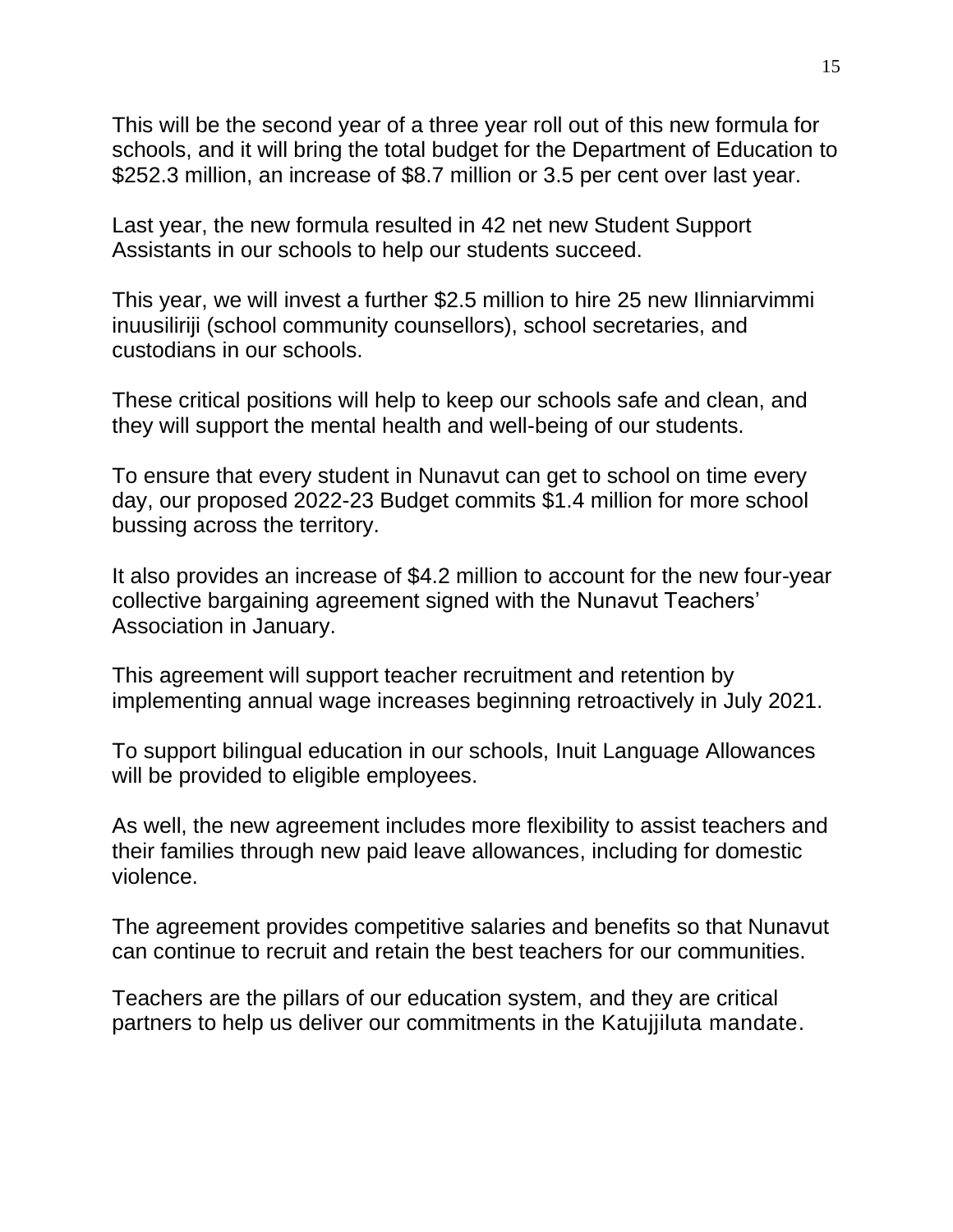This will be the second year of a three year roll out of this new formula for schools, and it will bring the total budget for the Department of Education to $252.3 million, an increase of $8.7 million or 3.5 per cent over last year.

Last year, the new formula resulted in 42 net new Student Support Assistants in our schools to help our students succeed.

This year, we will invest a further $2.5 million to hire 25 new Ilinniarvimmi inuusiliriji (school community counsellors), school secretaries, and custodians in our schools.

These critical positions will help to keep our schools safe and clean, and they will support the mental health and well-being of our students.

To ensure that every student in Nunavut can get to school on time every day, our proposed 2022-23 Budget commits $1.4 million for more school bussing across the territory.

It also provides an increase of $4.2 million to account for the new four-year collective bargaining agreement signed with the Nunavut Teachers' Association in January.

This agreement will support teacher recruitment and retention by implementing annual wage increases beginning retroactively in July 2021.

To support bilingual education in our schools, Inuit Language Allowances will be provided to eligible employees.

As well, the new agreement includes more flexibility to assist teachers and their families through new paid leave allowances, including for domestic violence.

The agreement provides competitive salaries and benefits so that Nunavut can continue to recruit and retain the best teachers for our communities.

Teachers are the pillars of our education system, and they are critical partners to help us deliver our commitments in the Katujjiluta mandate.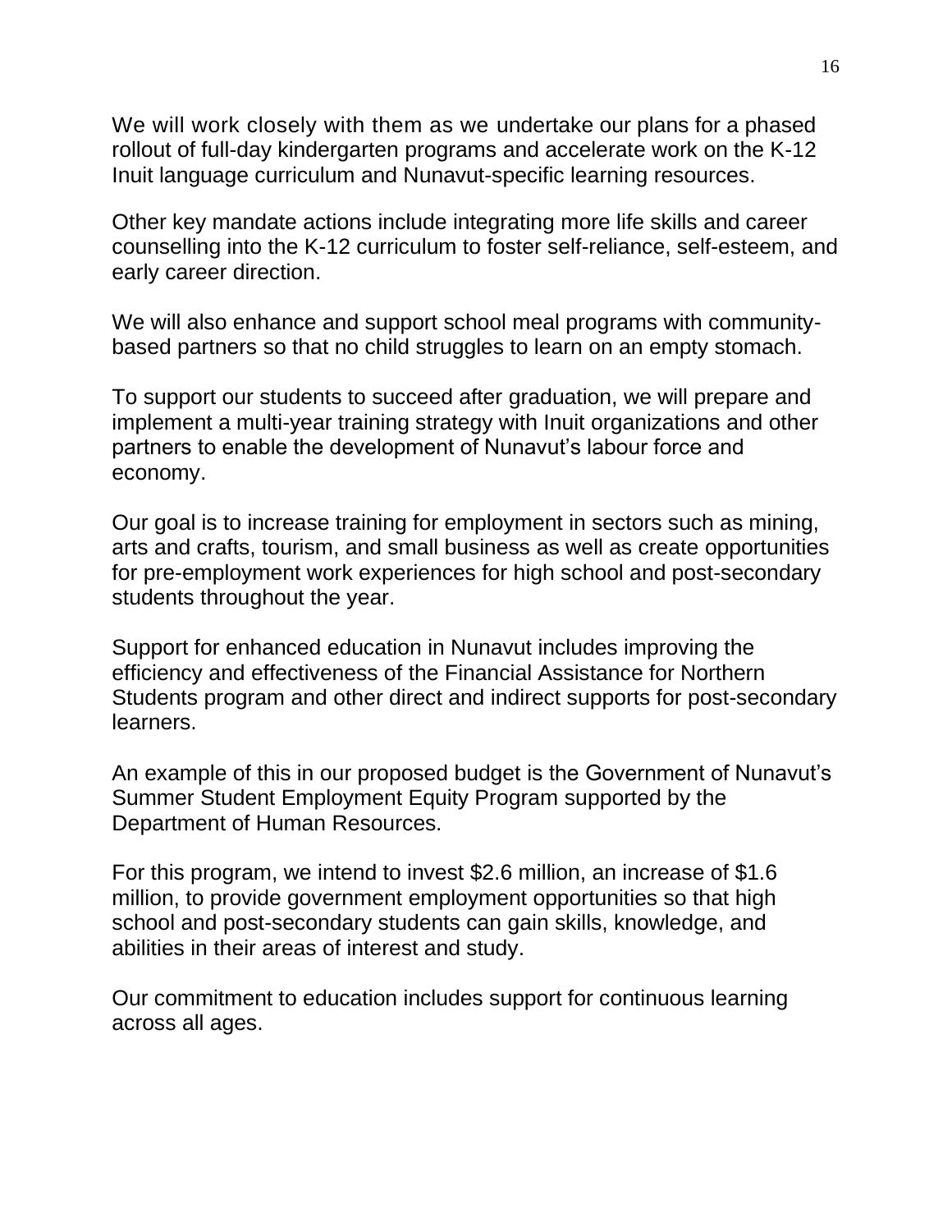We will work closely with them as we undertake our plans for a phased rollout of full-day kindergarten programs and accelerate work on the K-12 Inuit language curriculum and Nunavut-specific learning resources.

Other key mandate actions include integrating more life skills and career counselling into the K-12 curriculum to foster self-reliance, self-esteem, and early career direction.

We will also enhance and support school meal programs with community-based partners so that no child struggles to learn on an empty stomach.

To support our students to succeed after graduation, we will prepare and implement a multi-year training strategy with Inuit organizations and other partners to enable the development of Nunavut's labour force and economy.

Our goal is to increase training for employment in sectors such as mining, arts and crafts, tourism, and small business as well as create opportunities for pre-employment work experiences for high school and post-secondary students throughout the year.

Support for enhanced education in Nunavut includes improving the efficiency and effectiveness of the Financial Assistance for Northern Students program and other direct and indirect supports for post-secondary learners.

An example of this in our proposed budget is the Government of Nunavut's Summer Student Employment Equity Program supported by the Department of Human Resources.

For this program, we intend to invest $2.6 million, an increase of $1.6 million, to provide government employment opportunities so that high school and post-secondary students can gain skills, knowledge, and abilities in their areas of interest and study.

Our commitment to education includes support for continuous learning across all ages.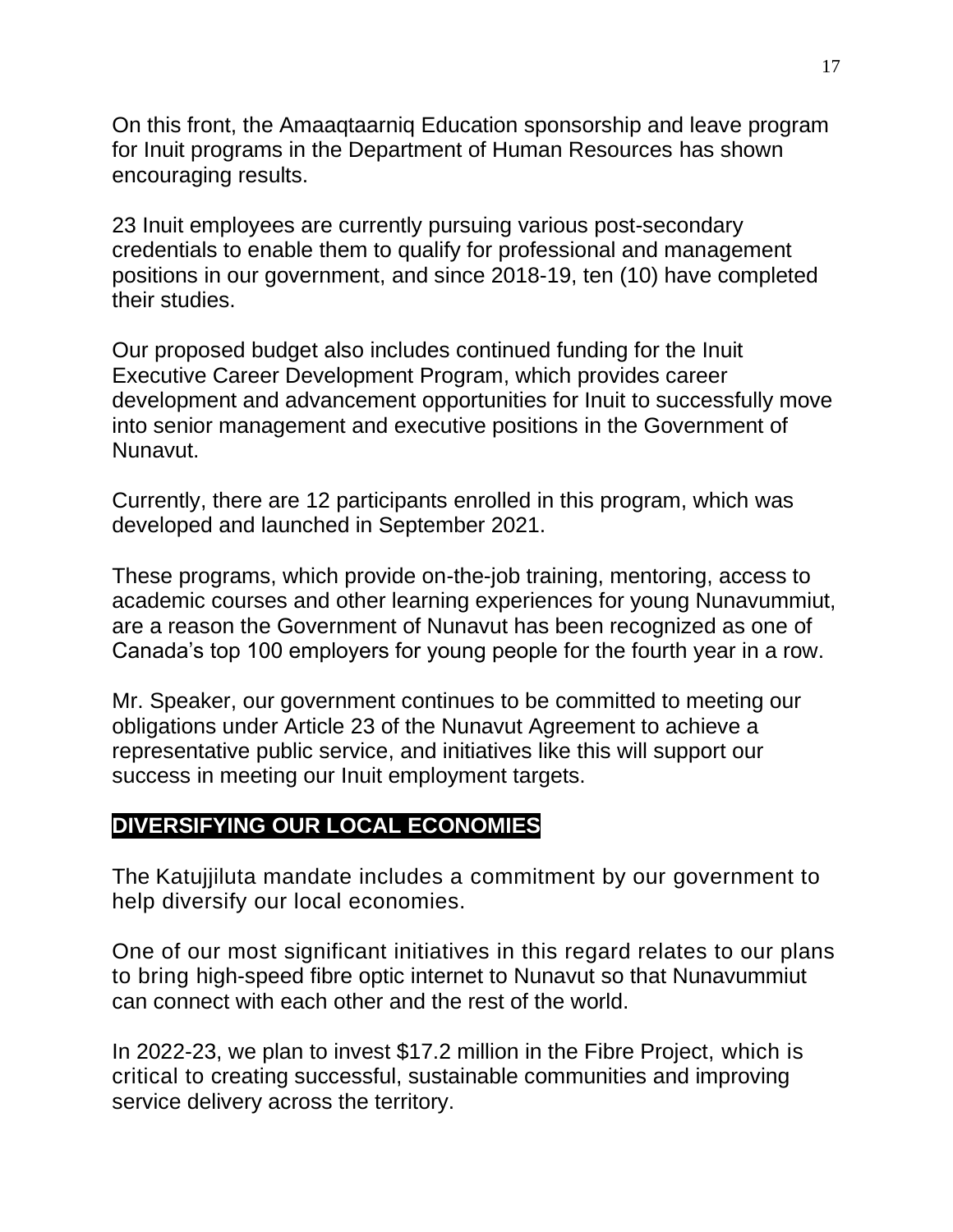On this front, the Amaaqtaarniq Education sponsorship and leave program for Inuit programs in the Department of Human Resources has shown encouraging results.

23 Inuit employees are currently pursuing various post-secondary credentials to enable them to qualify for professional and management positions in our government, and since 2018-19, ten (10) have completed their studies.

Our proposed budget also includes continued funding for the Inuit Executive Career Development Program, which provides career development and advancement opportunities for Inuit to successfully move into senior management and executive positions in the Government of Nunavut.

Currently, there are 12 participants enrolled in this program, which was developed and launched in September 2021.

These programs, which provide on-the-job training, mentoring, access to academic courses and other learning experiences for young Nunavummiut, are a reason the Government of Nunavut has been recognized as one of Canada's top 100 employers for young people for the fourth year in a row.

Mr. Speaker, our government continues to be committed to meeting our obligations under Article 23 of the Nunavut Agreement to achieve a representative public service, and initiatives like this will support our success in meeting our Inuit employment targets.

## DIVERSIFYING OUR LOCAL ECONOMIES

The Katujjiluta mandate includes a commitment by our government to help diversify our local economies.

One of our most significant initiatives in this regard relates to our plans to bring high-speed fibre optic internet to Nunavut so that Nunavummiut can connect with each other and the rest of the world.

In 2022-23, we plan to invest $17.2 million in the Fibre Project, which is critical to creating successful, sustainable communities and improving service delivery across the territory.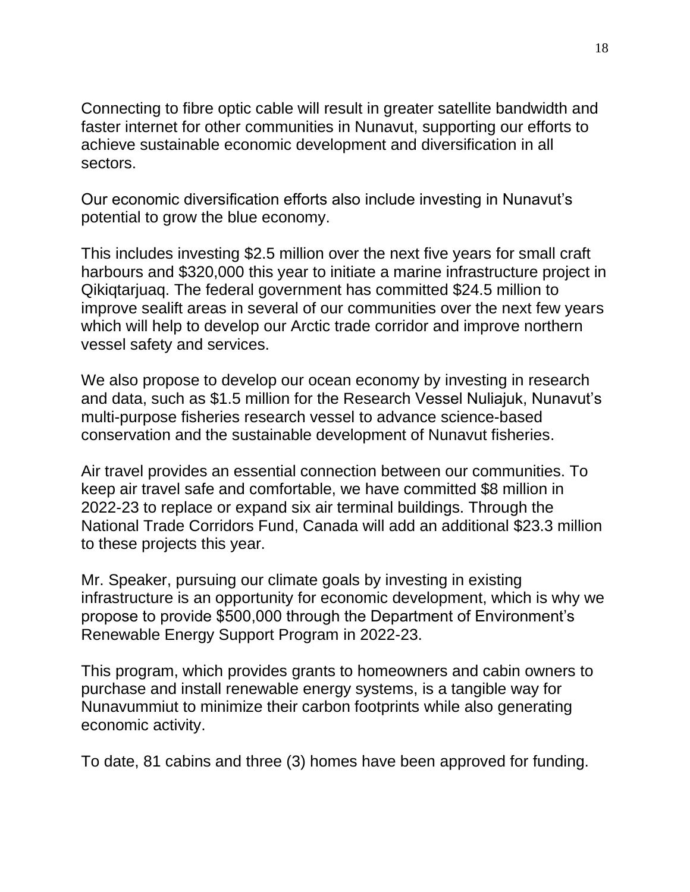Connecting to fibre optic cable will result in greater satellite bandwidth and faster internet for other communities in Nunavut, supporting our efforts to achieve sustainable economic development and diversification in all sectors.

Our economic diversification efforts also include investing in Nunavut's potential to grow the blue economy.

This includes investing $2.5 million over the next five years for small craft harbours and $320,000 this year to initiate a marine infrastructure project in Qikiqtarjuaq. The federal government has committed $24.5 million to improve sealift areas in several of our communities over the next few years which will help to develop our Arctic trade corridor and improve northern vessel safety and services.

We also propose to develop our ocean economy by investing in research and data, such as $1.5 million for the Research Vessel Nuliajuk, Nunavut's multi-purpose fisheries research vessel to advance science-based conservation and the sustainable development of Nunavut fisheries.

Air travel provides an essential connection between our communities. To keep air travel safe and comfortable, we have committed $8 million in 2022-23 to replace or expand six air terminal buildings. Through the National Trade Corridors Fund, Canada will add an additional $23.3 million to these projects this year.

Mr. Speaker, pursuing our climate goals by investing in existing infrastructure is an opportunity for economic development, which is why we propose to provide $500,000 through the Department of Environment's Renewable Energy Support Program in 2022-23.

This program, which provides grants to homeowners and cabin owners to purchase and install renewable energy systems, is a tangible way for Nunavummiut to minimize their carbon footprints while also generating economic activity.

To date, 81 cabins and three (3) homes have been approved for funding.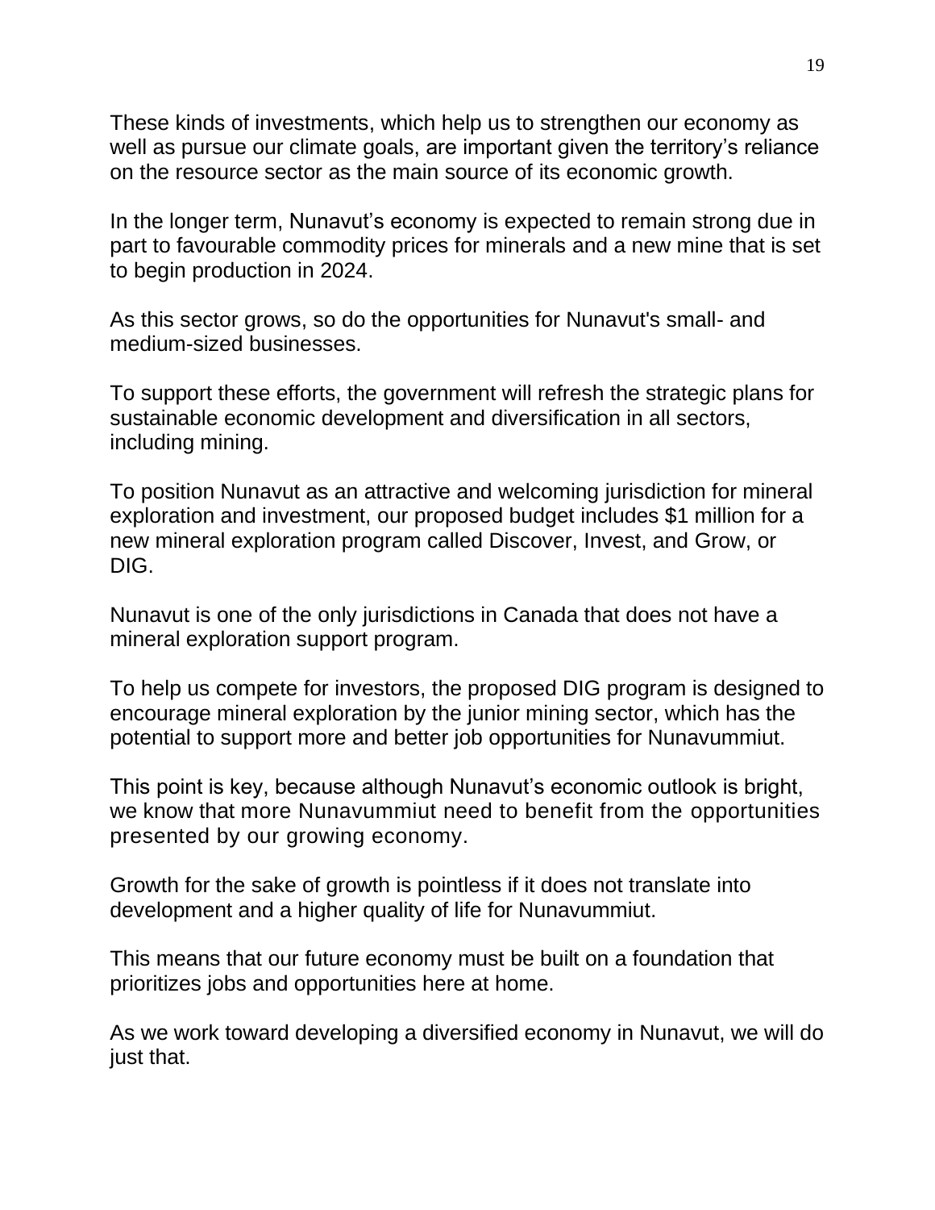These kinds of investments, which help us to strengthen our economy as well as pursue our climate goals, are important given the territory's reliance on the resource sector as the main source of its economic growth.

In the longer term, Nunavut's economy is expected to remain strong due in part to favourable commodity prices for minerals and a new mine that is set to begin production in 2024.

As this sector grows, so do the opportunities for Nunavut's small- and medium-sized businesses.

To support these efforts, the government will refresh the strategic plans for sustainable economic development and diversification in all sectors, including mining.

To position Nunavut as an attractive and welcoming jurisdiction for mineral exploration and investment, our proposed budget includes $1 million for a new mineral exploration program called Discover, Invest, and Grow, or DIG.

Nunavut is one of the only jurisdictions in Canada that does not have a mineral exploration support program.

To help us compete for investors, the proposed DIG program is designed to encourage mineral exploration by the junior mining sector, which has the potential to support more and better job opportunities for Nunavummiut.

This point is key, because although Nunavut's economic outlook is bright, we know that more Nunavummiut need to benefit from the opportunities presented by our growing economy.

Growth for the sake of growth is pointless if it does not translate into development and a higher quality of life for Nunavummiut.

This means that our future economy must be built on a foundation that prioritizes jobs and opportunities here at home.

As we work toward developing a diversified economy in Nunavut, we will do just that.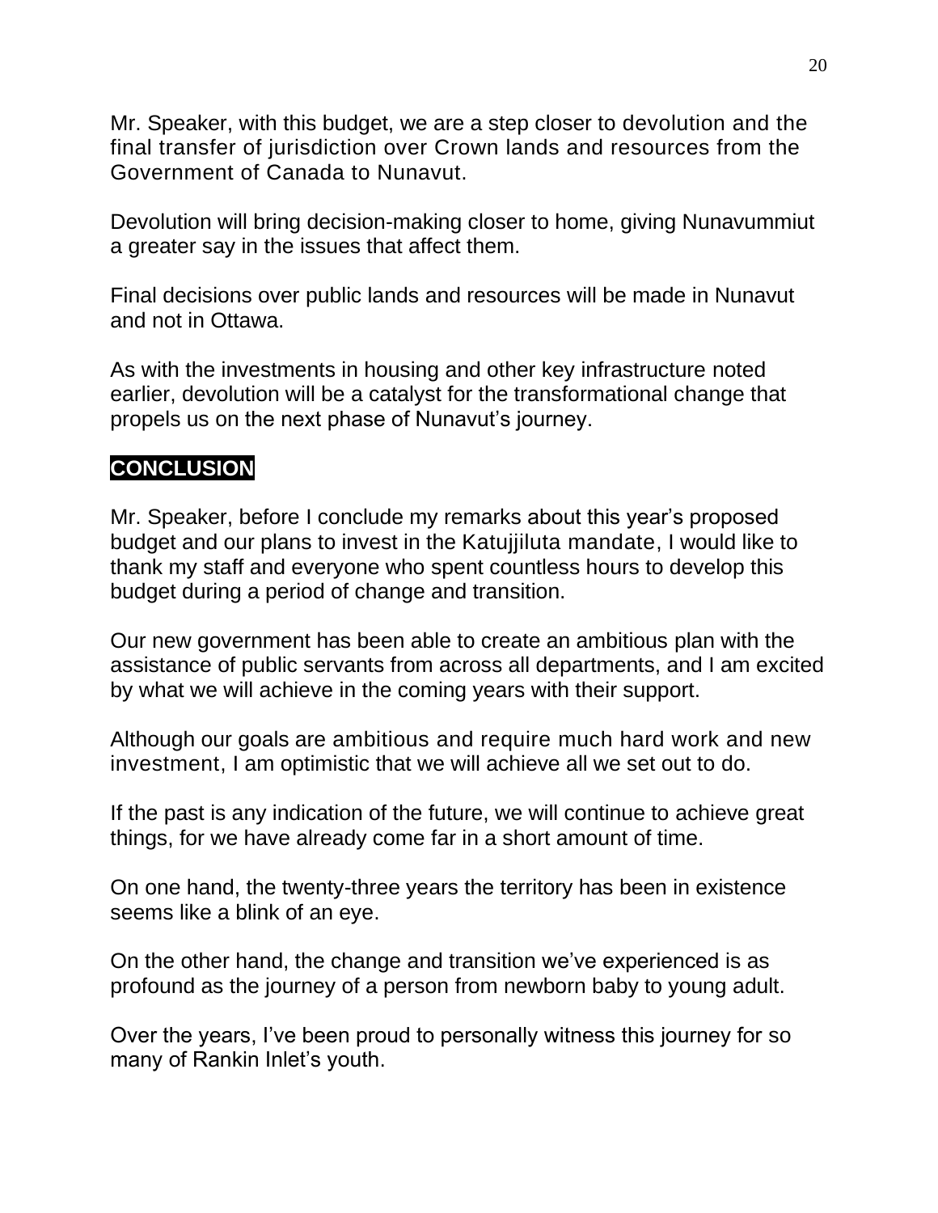Mr. Speaker, with this budget, we are a step closer to devolution and the final transfer of jurisdiction over Crown lands and resources from the Government of Canada to Nunavut.

Devolution will bring decision-making closer to home, giving Nunavummiut a greater say in the issues that affect them.

Final decisions over public lands and resources will be made in Nunavut and not in Ottawa.

As with the investments in housing and other key infrastructure noted earlier, devolution will be a catalyst for the transformational change that propels us on the next phase of Nunavut's journey.

## CONCLUSION

Mr. Speaker, before I conclude my remarks about this year's proposed budget and our plans to invest in the Katujjiluta mandate, I would like to thank my staff and everyone who spent countless hours to develop this budget during a period of change and transition.

Our new government has been able to create an ambitious plan with the assistance of public servants from across all departments, and I am excited by what we will achieve in the coming years with their support.

Although our goals are ambitious and require much hard work and new investment, I am optimistic that we will achieve all we set out to do.

If the past is any indication of the future, we will continue to achieve great things, for we have already come far in a short amount of time.

On one hand, the twenty-three years the territory has been in existence seems like a blink of an eye.

On the other hand, the change and transition we've experienced is as profound as the journey of a person from newborn baby to young adult.

Over the years, I've been proud to personally witness this journey for so many of Rankin Inlet's youth.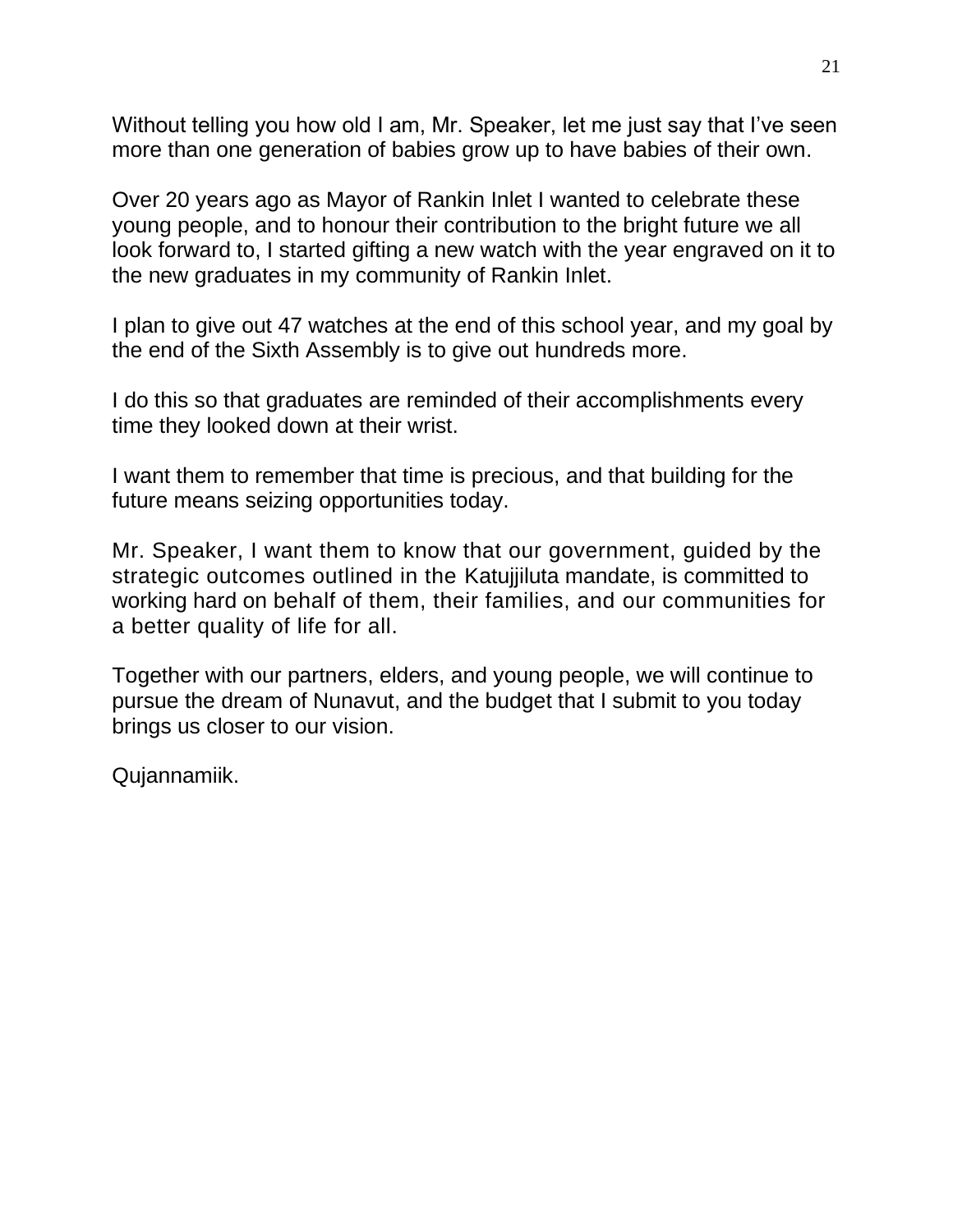Without telling you how old I am, Mr. Speaker, let me just say that I've seen more than one generation of babies grow up to have babies of their own.

Over 20 years ago as Mayor of Rankin Inlet I wanted to celebrate these young people, and to honour their contribution to the bright future we all look forward to, I started gifting a new watch with the year engraved on it to the new graduates in my community of Rankin Inlet.

I plan to give out 47 watches at the end of this school year, and my goal by the end of the Sixth Assembly is to give out hundreds more.

I do this so that graduates are reminded of their accomplishments every time they looked down at their wrist.

I want them to remember that time is precious, and that building for the future means seizing opportunities today.

Mr. Speaker, I want them to know that our government, guided by the strategic outcomes outlined in the Katujjiluta mandate, is committed to working hard on behalf of them, their families, and our communities for a better quality of life for all.

Together with our partners, elders, and young people, we will continue to pursue the dream of Nunavut, and the budget that I submit to you today brings us closer to our vision.

Qujannamiik.